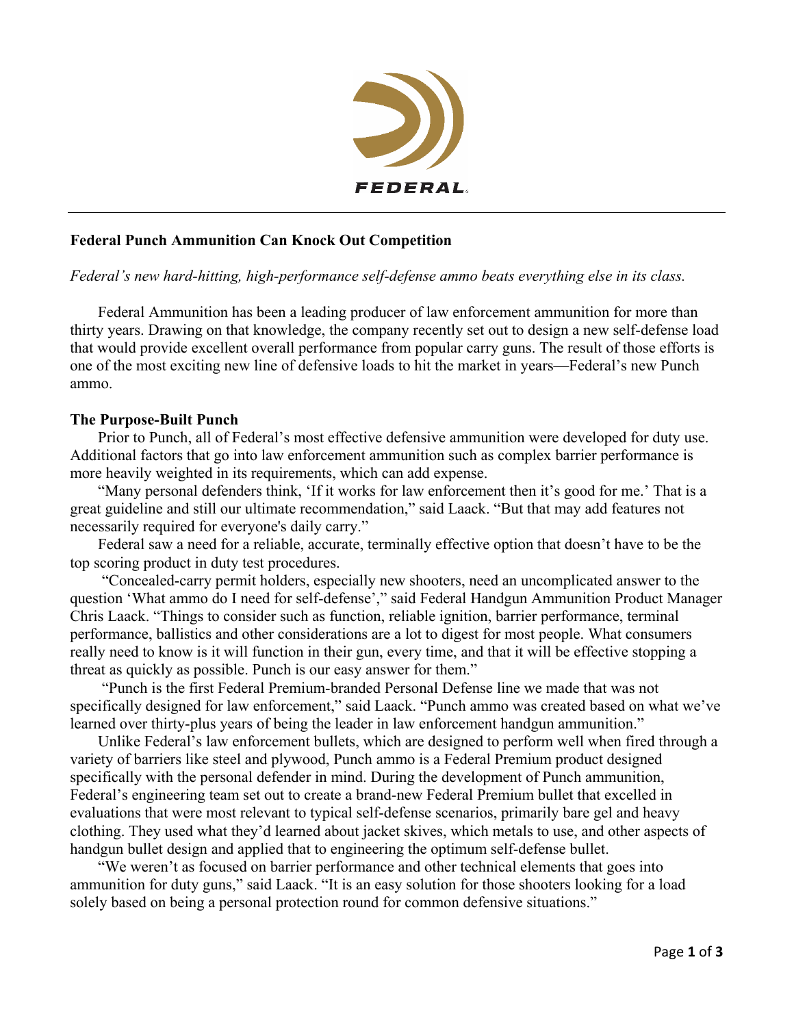FEDERAL

## Federal Punch Ammunition Can Knock Out Competition

*Federal's new hard-hitting, high-performance self-defense ammo beats everything else in its class.*

Federal Ammunition has been a leading producer of law enforcement ammunition for more than thirty years. Drawing on that knowledge, the company recently set out to design a new self-defense load that would provide excellent overall performance from popular carry guns. The result of those efforts is one of the most exciting new line of defensive loads to hit the market in years—Federal's new Punch ammo.

### The Purpose-Built Punch

Prior to Punch, all of Federal's most effective defensive ammunition were developed for duty use. Additional factors that go into law enforcement ammunition such as complex barrier performance is more heavily weighted in its requirements, which can add expense.

"Many personal defenders think, 'If it works for law enforcement then it's good for me.' That is a great guideline and still our ultimate recommendation," said Laack. "But that may add features not necessarily required for everyone's daily carry."

Federal saw a need for a reliable, accurate, terminally effective option that doesn't have to be the top scoring product in duty test procedures.

"Concealed-carry permit holders, especially new shooters, need an uncomplicated answer to the question 'What ammo do I need for self-defense'," said Federal Handgun Ammunition Product Manager Chris Laack. "Things to consider such as function, reliable ignition, barrier performance, terminal performance, ballistics and other considerations are a lot to digest for most people. What consumers really need to know is it will function in their gun, every time, and that it will be effective stopping a threat as quickly as possible. Punch is our easy answer for them."

"Punch is the first Federal Premium-branded Personal Defense line we made that was not specifically designed for law enforcement," said Laack. "Punch ammo was created based on what we've learned over thirty-plus years of being the leader in law enforcement handgun ammunition."

Unlike Federal's law enforcement bullets, which are designed to perform well when fired through a variety of barriers like steel and plywood, Punch ammo is a Federal Premium product designed specifically with the personal defender in mind. During the development of Punch ammunition, Federal's engineering team set out to create a brand-new Federal Premium bullet that excelled in evaluations that were most relevant to typical self-defense scenarios, primarily bare gel and heavy clothing. They used what they'd learned about jacket skives, which metals to use, and other aspects of handgun bullet design and applied that to engineering the optimum self-defense bullet.

"We weren't as focused on barrier performance and other technical elements that goes into ammunition for duty guns," said Laack. "It is an easy solution for those shooters looking for a load solely based on being a personal protection round for common defensive situations."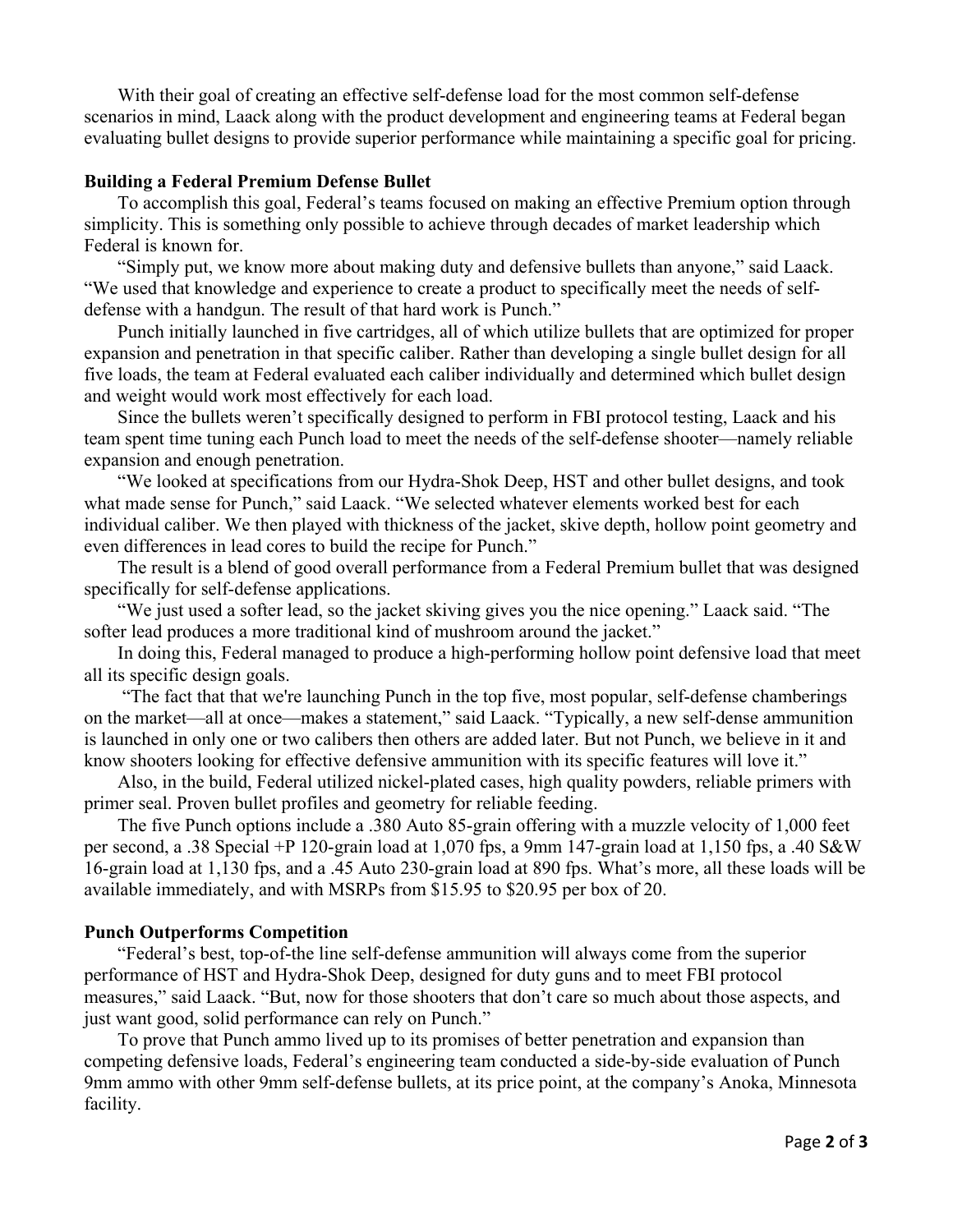With their goal of creating an effective self-defense load for the most common self-defense scenarios in mind, Laack along with the product development and engineering teams at Federal began evaluating bullet designs to provide superior performance while maintaining a specific goal for pricing.

**Building a Federal Premium Defense Bullet**

To accomplish this goal, Federal's teams focused on making an effective Premium option through simplicity. This is something only possible to achieve through decades of market leadership which Federal is known for.

"Simply put, we know more about making duty and defensive bullets than anyone," said Laack. "We used that knowledge and experience to create a product to specifically meet the needs of self-defense with a handgun. The result of that hard work is Punch."

Punch initially launched in five cartridges, all of which utilize bullets that are optimized for proper expansion and penetration in that specific caliber. Rather than developing a single bullet design for all five loads, the team at Federal evaluated each caliber individually and determined which bullet design and weight would work most effectively for each load.

Since the bullets weren't specifically designed to perform in FBI protocol testing, Laack and his team spent time tuning each Punch load to meet the needs of the self-defense shooter—namely reliable expansion and enough penetration.

"We looked at specifications from our Hydra-Shok Deep, HST and other bullet designs, and took what made sense for Punch," said Laack. "We selected whatever elements worked best for each individual caliber. We then played with thickness of the jacket, skive depth, hollow point geometry and even differences in lead cores to build the recipe for Punch."

The result is a blend of good overall performance from a Federal Premium bullet that was designed specifically for self-defense applications.

"We just used a softer lead, so the jacket skiving gives you the nice opening." Laack said. "The softer lead produces a more traditional kind of mushroom around the jacket."

In doing this, Federal managed to produce a high-performing hollow point defensive load that meet all its specific design goals.

"The fact that that we're launching Punch in the top five, most popular, self-defense chamberings on the market—all at once—makes a statement," said Laack. "Typically, a new self-dense ammunition is launched in only one or two calibers then others are added later. But not Punch, we believe in it and know shooters looking for effective defensive ammunition with its specific features will love it."

Also, in the build, Federal utilized nickel-plated cases, high quality powders, reliable primers with primer seal. Proven bullet profiles and geometry for reliable feeding.

The five Punch options include a .380 Auto 85-grain offering with a muzzle velocity of 1,000 feet per second, a .38 Special +P 120-grain load at 1,070 fps, a 9mm 147-grain load at 1,150 fps, a .40 S&W 16-grain load at 1,130 fps, and a .45 Auto 230-grain load at 890 fps. What's more, all these loads will be available immediately, and with MSRPs from $15.95 to $20.95 per box of 20.

**Punch Outperforms Competition**

"Federal's best, top-of-the line self-defense ammunition will always come from the superior performance of HST and Hydra-Shok Deep, designed for duty guns and to meet FBI protocol measures," said Laack. "But, now for those shooters that don't care so much about those aspects, and just want good, solid performance can rely on Punch."

To prove that Punch ammo lived up to its promises of better penetration and expansion than competing defensive loads, Federal's engineering team conducted a side-by-side evaluation of Punch 9mm ammo with other 9mm self-defense bullets, at its price point, at the company's Anoka, Minnesota facility.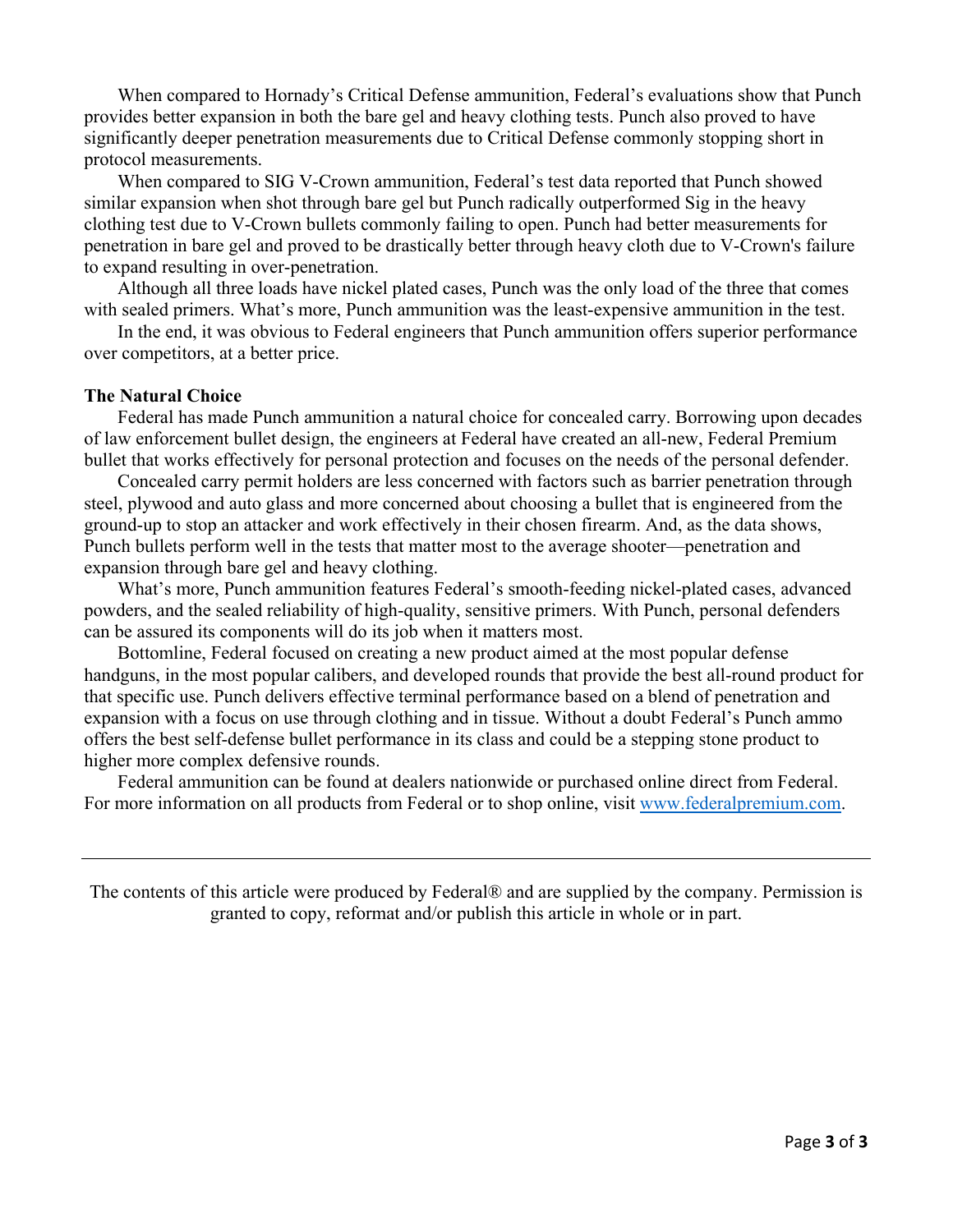When compared to Hornady's Critical Defense ammunition, Federal's evaluations show that Punch provides better expansion in both the bare gel and heavy clothing tests. Punch also proved to have significantly deeper penetration measurements due to Critical Defense commonly stopping short in protocol measurements.

When compared to SIG V-Crown ammunition, Federal's test data reported that Punch showed similar expansion when shot through bare gel but Punch radically outperformed Sig in the heavy clothing test due to V-Crown bullets commonly failing to open. Punch had better measurements for penetration in bare gel and proved to be drastically better through heavy cloth due to V-Crown's failure to expand resulting in over-penetration.

Although all three loads have nickel plated cases, Punch was the only load of the three that comes with sealed primers. What's more, Punch ammunition was the least-expensive ammunition in the test.

In the end, it was obvious to Federal engineers that Punch ammunition offers superior performance over competitors, at a better price.

**The Natural Choice**

Federal has made Punch ammunition a natural choice for concealed carry. Borrowing upon decades of law enforcement bullet design, the engineers at Federal have created an all-new, Federal Premium bullet that works effectively for personal protection and focuses on the needs of the personal defender.

Concealed carry permit holders are less concerned with factors such as barrier penetration through steel, plywood and auto glass and more concerned about choosing a bullet that is engineered from the ground-up to stop an attacker and work effectively in their chosen firearm. And, as the data shows, Punch bullets perform well in the tests that matter most to the average shooter—penetration and expansion through bare gel and heavy clothing.

What's more, Punch ammunition features Federal's smooth-feeding nickel-plated cases, advanced powders, and the sealed reliability of high-quality, sensitive primers. With Punch, personal defenders can be assured its components will do its job when it matters most.

Bottomline, Federal focused on creating a new product aimed at the most popular defense handguns, in the most popular calibers, and developed rounds that provide the best all-round product for that specific use. Punch delivers effective terminal performance based on a blend of penetration and expansion with a focus on use through clothing and in tissue. Without a doubt Federal's Punch ammo offers the best self-defense bullet performance in its class and could be a stepping stone product to higher more complex defensive rounds.

Federal ammunition can be found at dealers nationwide or purchased online direct from Federal. For more information on all products from Federal or to shop online, visit [www.federalpremium.com](http://www.federalpremium.com).

---

The contents of this article were produced by Federal® and are supplied by the company. Permission is granted to copy, reformat and/or publish this article in whole or in part.